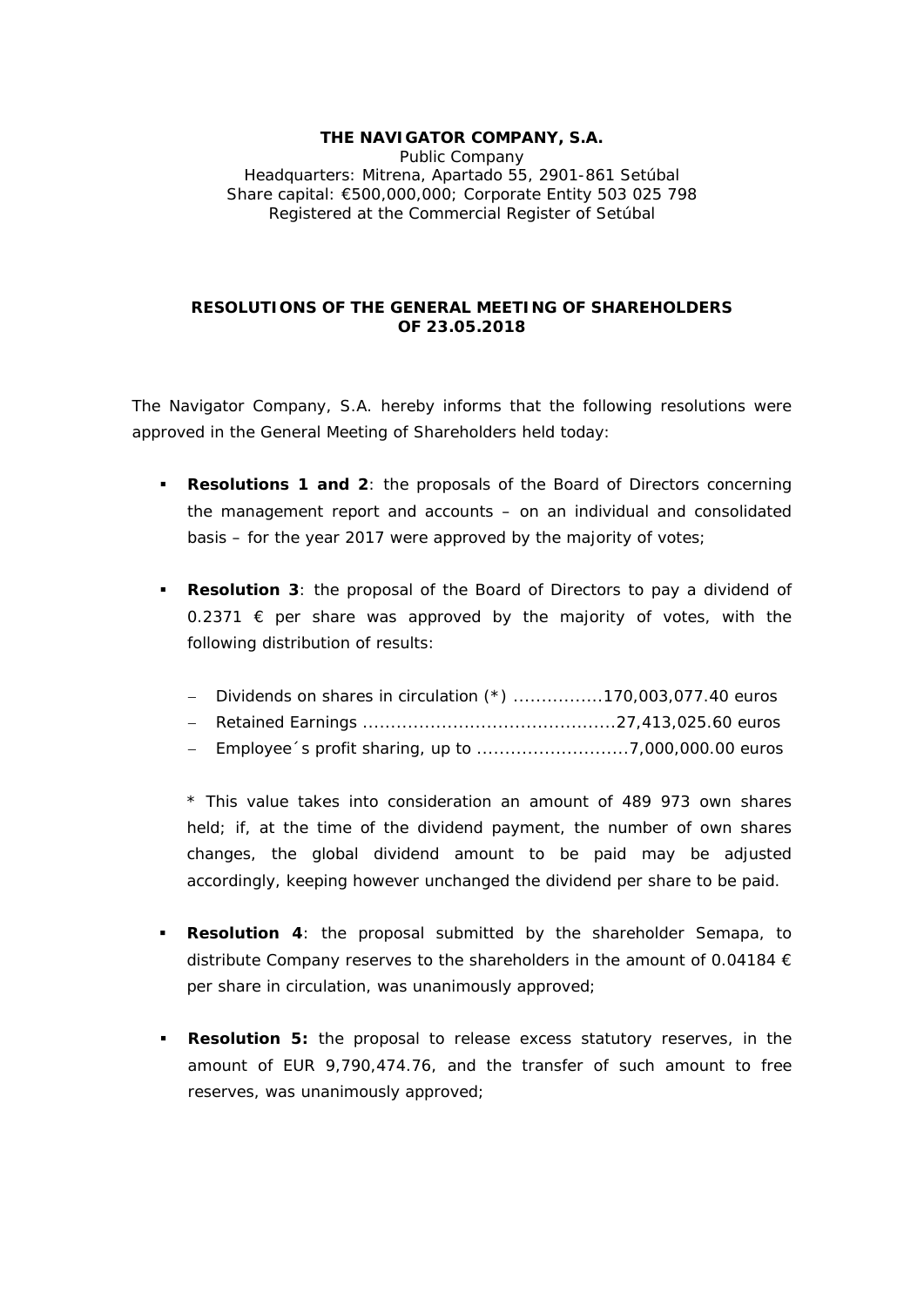**THE NAVIGATOR COMPANY, S.A.**
Public Company
Headquarters: Mitrena, Apartado 55, 2901-861 Setúbal
Share capital: €500,000,000; Corporate Entity 503 025 798
Registered at the Commercial Register of Setúbal

## RESOLUTIONS OF THE GENERAL MEETING OF SHAREHOLDERS OF 23.05.2018

The Navigator Company, S.A. hereby informs that the following resolutions were approved in the General Meeting of Shareholders held today:

- **Resolutions 1 and 2**: the proposals of the Board of Directors concerning the management report and accounts – on an individual and consolidated basis – for the year 2017 were approved by the majority of votes;

- **Resolution 3**: the proposal of the Board of Directors to pay a dividend of 0.2371 € per share was approved by the majority of votes, with the following distribution of results:

  - Dividends on shares in circulation (*) ................170,003,077.40 euros
  - Retained Earnings .............................................27,413,025.60 euros
  - Employee´s profit sharing, up to ...........................7,000,000.00 euros

  * This value takes into consideration an amount of 489 973 own shares held; if, at the time of the dividend payment, the number of own shares changes, the global dividend amount to be paid may be adjusted accordingly, keeping however unchanged the dividend per share to be paid.

- **Resolution 4**: the proposal submitted by the shareholder Semapa, to distribute Company reserves to the shareholders in the amount of 0.04184 € per share in circulation, was unanimously approved;

- **Resolution 5:** the proposal to release excess statutory reserves, in the amount of EUR 9,790,474.76, and the transfer of such amount to free reserves, was unanimously approved;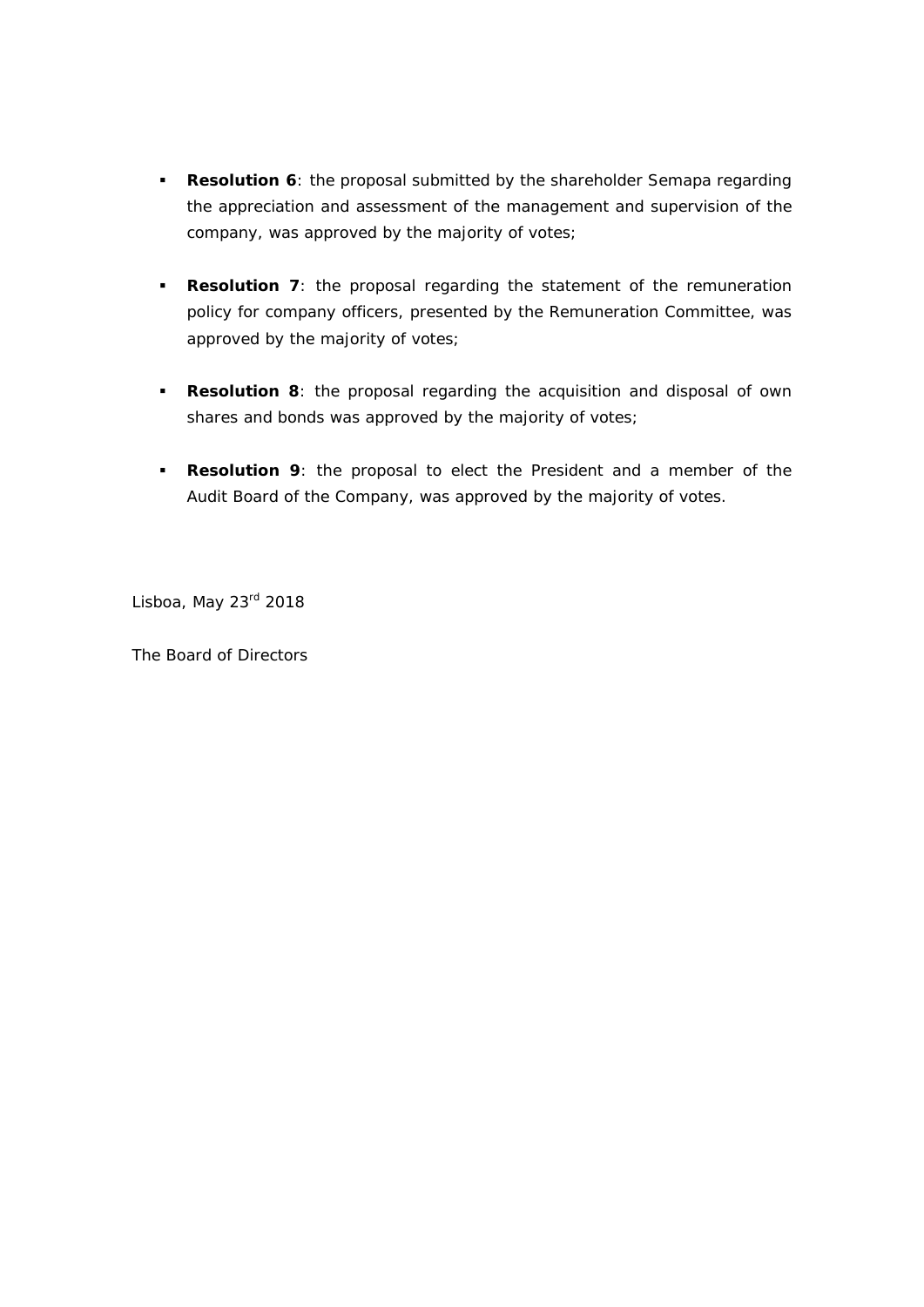- **Resolution 6**: the proposal submitted by the shareholder Semapa regarding the appreciation and assessment of the management and supervision of the company, was approved by the majority of votes;

- **Resolution 7**: the proposal regarding the statement of the remuneration policy for company officers, presented by the Remuneration Committee, was approved by the majority of votes;

- **Resolution 8**: the proposal regarding the acquisition and disposal of own shares and bonds was approved by the majority of votes;

- **Resolution 9**: the proposal to elect the President and a member of the Audit Board of the Company, was approved by the majority of votes.

Lisboa, May 23rd 2018

The Board of Directors